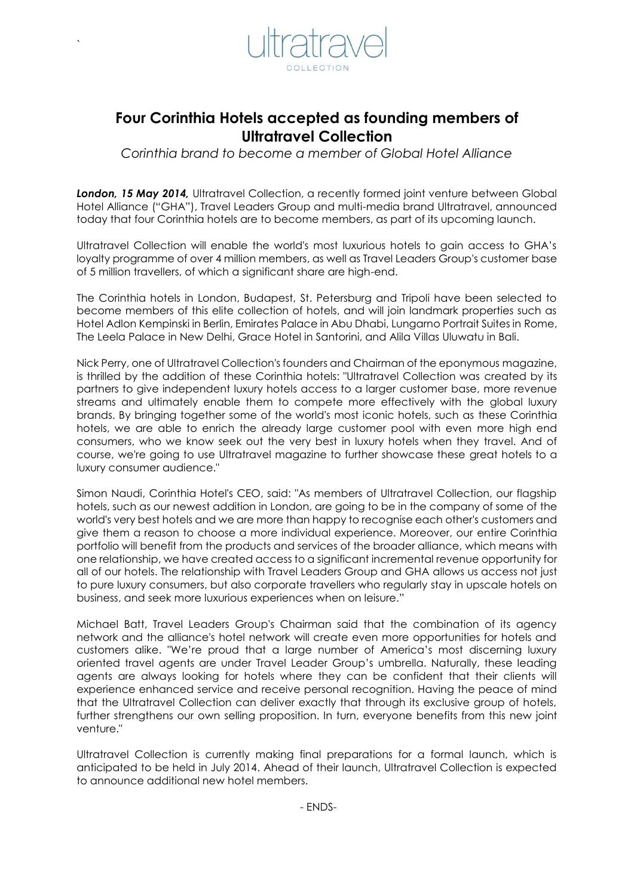ultratravel
COLLECTION

# Four Corinthia Hotels accepted as founding members of Ultratravel Collection

*Corinthia brand to become a member of Global Hotel Alliance*

***London, 15 May 2014,*** Ultratravel Collection, a recently formed joint venture between Global Hotel Alliance ("GHA"), Travel Leaders Group and multi-media brand Ultratravel, announced today that four Corinthia hotels are to become members, as part of its upcoming launch.

Ultratravel Collection will enable the world's most luxurious hotels to gain access to GHA's loyalty programme of over 4 million members, as well as Travel Leaders Group's customer base of 5 million travellers, of which a significant share are high-end.

The Corinthia hotels in London, Budapest, St. Petersburg and Tripoli have been selected to become members of this elite collection of hotels, and will join landmark properties such as Hotel Adlon Kempinski in Berlin, Emirates Palace in Abu Dhabi, Lungarno Portrait Suites in Rome, The Leela Palace in New Delhi, Grace Hotel in Santorini, and Alila Villas Uluwatu in Bali.

Nick Perry, one of Ultratravel Collection's founders and Chairman of the eponymous magazine, is thrilled by the addition of these Corinthia hotels: "Ultratravel Collection was created by its partners to give independent luxury hotels access to a larger customer base, more revenue streams and ultimately enable them to compete more effectively with the global luxury brands. By bringing together some of the world's most iconic hotels, such as these Corinthia hotels, we are able to enrich the already large customer pool with even more high end consumers, who we know seek out the very best in luxury hotels when they travel. And of course, we're going to use Ultratravel magazine to further showcase these great hotels to a luxury consumer audience."

Simon Naudi, Corinthia Hotel's CEO, said: "As members of Ultratravel Collection, our flagship hotels, such as our newest addition in London, are going to be in the company of some of the world's very best hotels and we are more than happy to recognise each other's customers and give them a reason to choose a more individual experience. Moreover, our entire Corinthia portfolio will benefit from the products and services of the broader alliance, which means with one relationship, we have created access to a significant incremental revenue opportunity for all of our hotels. The relationship with Travel Leaders Group and GHA allows us access not just to pure luxury consumers, but also corporate travellers who regularly stay in upscale hotels on business, and seek more luxurious experiences when on leisure."

Michael Batt, Travel Leaders Group's Chairman said that the combination of its agency network and the alliance's hotel network will create even more opportunities for hotels and customers alike. "We're proud that a large number of America's most discerning luxury oriented travel agents are under Travel Leader Group's umbrella. Naturally, these leading agents are always looking for hotels where they can be confident that their clients will experience enhanced service and receive personal recognition. Having the peace of mind that the Ultratravel Collection can deliver exactly that through its exclusive group of hotels, further strengthens our own selling proposition. In turn, everyone benefits from this new joint venture."

Ultratravel Collection is currently making final preparations for a formal launch, which is anticipated to be held in July 2014. Ahead of their launch, Ultratravel Collection is expected to announce additional new hotel members.

- ENDS-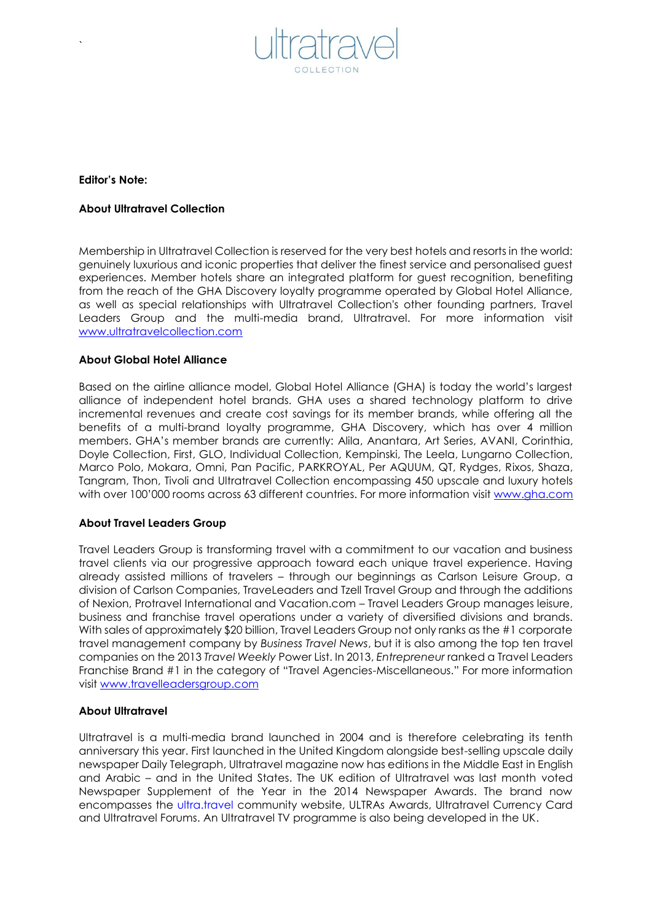**Editor's Note:**

**About Ultratravel Collection**

Membership in Ultratravel Collection is reserved for the very best hotels and resorts in the world: genuinely luxurious and iconic properties that deliver the finest service and personalised guest experiences. Member hotels share an integrated platform for guest recognition, benefiting from the reach of the GHA Discovery loyalty programme operated by Global Hotel Alliance, as well as special relationships with Ultratravel Collection's other founding partners, Travel Leaders Group and the multi-media brand, Ultratravel. For more information visit [www.ultratravelcollection.com](http://www.ultratravelcollection.com)

**About Global Hotel Alliance**

Based on the airline alliance model, Global Hotel Alliance (GHA) is today the world's largest alliance of independent hotel brands. GHA uses a shared technology platform to drive incremental revenues and create cost savings for its member brands, while offering all the benefits of a multi-brand loyalty programme, GHA Discovery, which has over 4 million members. GHA's member brands are currently: Alila, Anantara, Art Series, AVANI, Corinthia, Doyle Collection, First, GLO, Individual Collection, Kempinski, The Leela, Lungarno Collection, Marco Polo, Mokara, Omni, Pan Pacific, PARKROYAL, Per AQUUM, QT, Rydges, Rixos, Shaza, Tangram, Thon, Tivoli and Ultratravel Collection encompassing 450 upscale and luxury hotels with over 100'000 rooms across 63 different countries. For more information visit [www.gha.com](http://www.gha.com)

**About Travel Leaders Group**

Travel Leaders Group is transforming travel with a commitment to our vacation and business travel clients via our progressive approach toward each unique travel experience. Having already assisted millions of travelers – through our beginnings as Carlson Leisure Group, a division of Carlson Companies, TraveLeaders and Tzell Travel Group and through the additions of Nexion, Protravel International and Vacation.com – Travel Leaders Group manages leisure, business and franchise travel operations under a variety of diversified divisions and brands. With sales of approximately $20 billion, Travel Leaders Group not only ranks as the #1 corporate travel management company by *Business Travel News*, but it is also among the top ten travel companies on the 2013 *Travel Weekly* Power List. In 2013, *Entrepreneur* ranked a Travel Leaders Franchise Brand #1 in the category of "Travel Agencies-Miscellaneous." For more information visit [www.travelleadersgroup.com](http://www.travelleadersgroup.com)

**About Ultratravel**

Ultratravel is a multi-media brand launched in 2004 and is therefore celebrating its tenth anniversary this year. First launched in the United Kingdom alongside best-selling upscale daily newspaper Daily Telegraph, Ultratravel magazine now has editions in the Middle East in English and Arabic – and in the United States. The UK edition of Ultratravel was last month voted Newspaper Supplement of the Year in the 2014 Newspaper Awards. The brand now encompasses the ultra.travel community website, ULTRAs Awards, Ultratravel Currency Card and Ultratravel Forums. An Ultratravel TV programme is also being developed in the UK.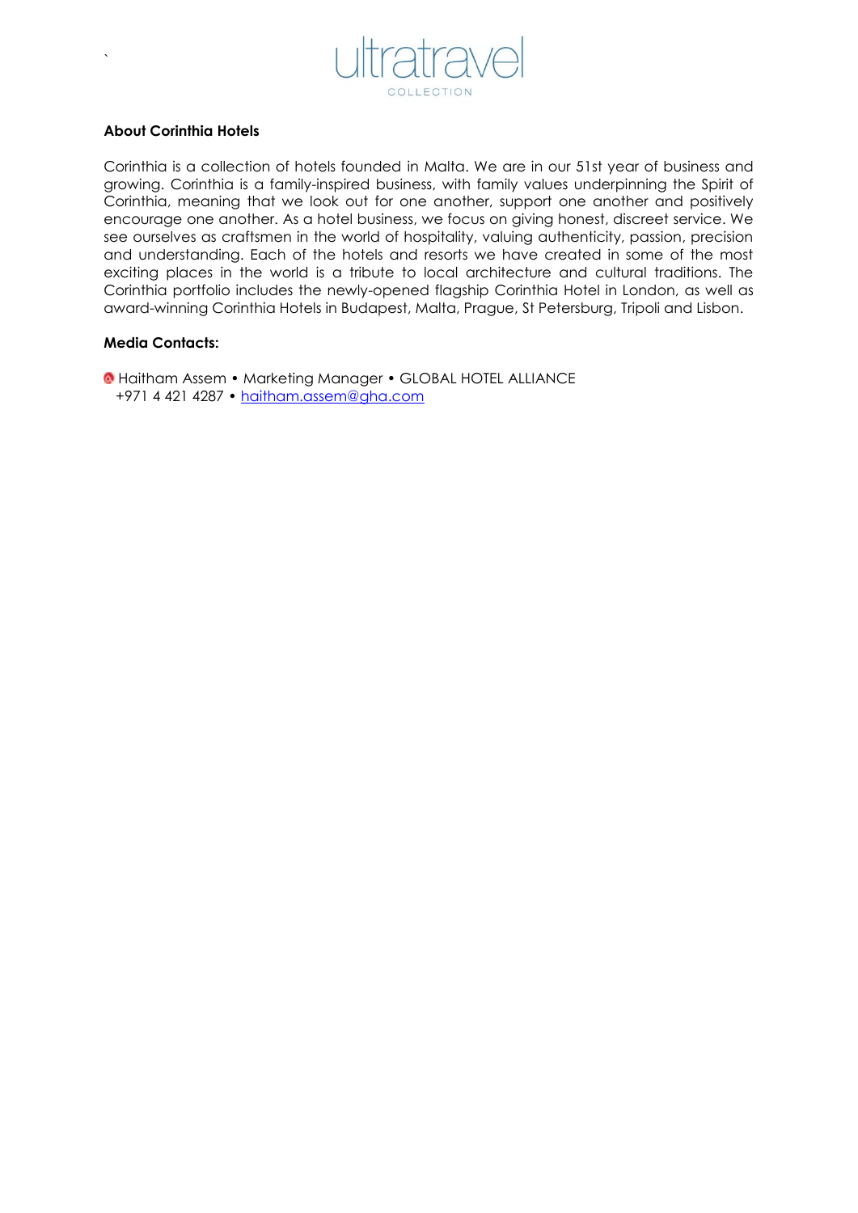**About Corinthia Hotels**

Corinthia is a collection of hotels founded in Malta. We are in our 51st year of business and growing. Corinthia is a family-inspired business, with family values underpinning the Spirit of Corinthia, meaning that we look out for one another, support one another and positively encourage one another. As a hotel business, we focus on giving honest, discreet service. We see ourselves as craftsmen in the world of hospitality, valuing authenticity, passion, precision and understanding. Each of the hotels and resorts we have created in some of the most exciting places in the world is a tribute to local architecture and cultural traditions. The Corinthia portfolio includes the newly-opened flagship Corinthia Hotel in London, as well as award-winning Corinthia Hotels in Budapest, Malta, Prague, St Petersburg, Tripoli and Lisbon.

**Media Contacts:**

Haitham Assem • Marketing Manager • GLOBAL HOTEL ALLIANCE
+971 4 421 4287 • haitham.assem@gha.com